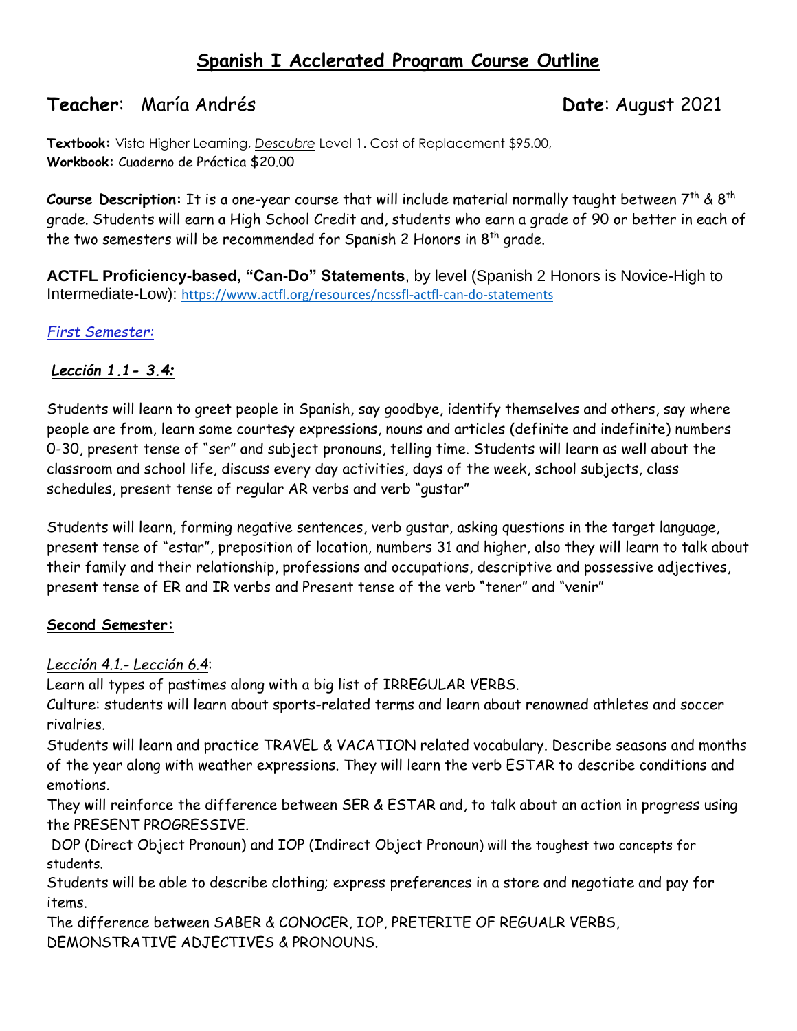# Spanish I Acclerated Program Course Outline

**Teacher**: María Andrés **Date**: August 2021

**Textbook:** Vista Higher Learning, *Descubre* Level 1. Cost of Replacement $95.00,
**Workbook:** Cuaderno de Práctica $20.00

**Course Description:** It is a one-year course that will include material normally taught between 7th & 8th grade. Students will earn a High School Credit and, students who earn a grade of 90 or better in each of the two semesters will be recommended for Spanish 2 Honors in 8th grade.

**ACTFL Proficiency-based, "Can-Do" Statements**, by level (Spanish 2 Honors is Novice-High to Intermediate-Low): https://www.actfl.org/resources/ncssfl-actfl-can-do-statements

*First Semester:*

***Lección 1.1- 3.4:***

Students will learn to greet people in Spanish, say goodbye, identify themselves and others, say where people are from, learn some courtesy expressions, nouns and articles (definite and indefinite) numbers 0-30, present tense of "ser" and subject pronouns, telling time. Students will learn as well about the classroom and school life, discuss every day activities, days of the week, school subjects, class schedules, present tense of regular AR verbs and verb "gustar"

Students will learn, forming negative sentences, verb gustar, asking questions in the target language, present tense of "estar", preposition of location, numbers 31 and higher, also they will learn to talk about their family and their relationship, professions and occupations, descriptive and possessive adjectives, present tense of ER and IR verbs and Present tense of the verb "tener" and "venir"

**Second Semester:**

*Lección 4.1.- Lección 6.4*:
Learn all types of pastimes along with a big list of IRREGULAR VERBS.
Culture: students will learn about sports-related terms and learn about renowned athletes and soccer rivalries.
Students will learn and practice TRAVEL & VACATION related vocabulary. Describe seasons and months of the year along with weather expressions. They will learn the verb ESTAR to describe conditions and emotions.
They will reinforce the difference between SER & ESTAR and, to talk about an action in progress using the PRESENT PROGRESSIVE.
DOP (Direct Object Pronoun) and IOP (Indirect Object Pronoun) will the toughest two concepts for students.
Students will be able to describe clothing; express preferences in a store and negotiate and pay for items.
The difference between SABER & CONOCER, IOP, PRETERITE OF REGUALR VERBS, DEMONSTRATIVE ADJECTIVES & PRONOUNS.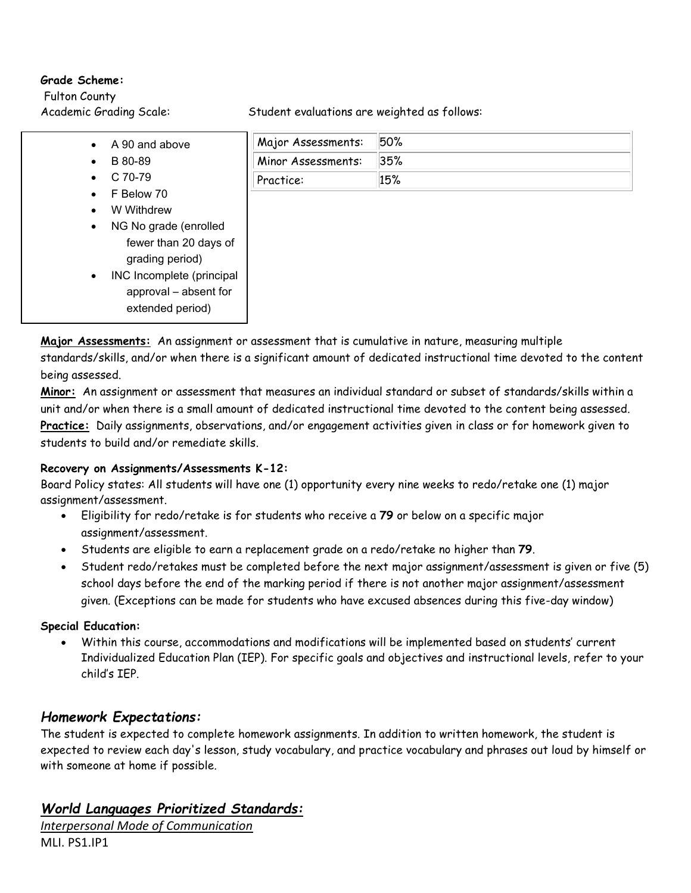**Grade Scheme:**

Fulton County

Academic Grading Scale:

- A 90 and above
- B 80-89
- C 70-79
- F Below 70
- W Withdrew
- NG No grade (enrolled fewer than 20 days of grading period)
- INC Incomplete (principal approval – absent for extended period)

Student evaluations are weighted as follows:

| Major Assessments: | 50% |
|---|---|
| Minor Assessments: | 35% |
| Practice: | 15% |

**Major Assessments:** An assignment or assessment that is cumulative in nature, measuring multiple standards/skills, and/or when there is a significant amount of dedicated instructional time devoted to the content being assessed.

**Minor:** An assignment or assessment that measures an individual standard or subset of standards/skills within a unit and/or when there is a small amount of dedicated instructional time devoted to the content being assessed.

**Practice:** Daily assignments, observations, and/or engagement activities given in class or for homework given to students to build and/or remediate skills.

**Recovery on Assignments/Assessments K-12:**

Board Policy states: All students will have one (1) opportunity every nine weeks to redo/retake one (1) major assignment/assessment.

- Eligibility for redo/retake is for students who receive a **79** or below on a specific major assignment/assessment.
- Students are eligible to earn a replacement grade on a redo/retake no higher than **79**.
- Student redo/retakes must be completed before the next major assignment/assessment is given or five (5) school days before the end of the marking period if there is not another major assignment/assessment given. (Exceptions can be made for students who have excused absences during this five-day window)

**Special Education:**

- Within this course, accommodations and modifications will be implemented based on students' current Individualized Education Plan (IEP). For specific goals and objectives and instructional levels, refer to your child's IEP.

## *Homework Expectations:*

The student is expected to complete homework assignments. In addition to written homework, the student is expected to review each day's lesson, study vocabulary, and practice vocabulary and phrases out loud by himself or with someone at home if possible.

## *World Languages Prioritized Standards:*

*Interpersonal Mode of Communication*

MLI. PS1.IP1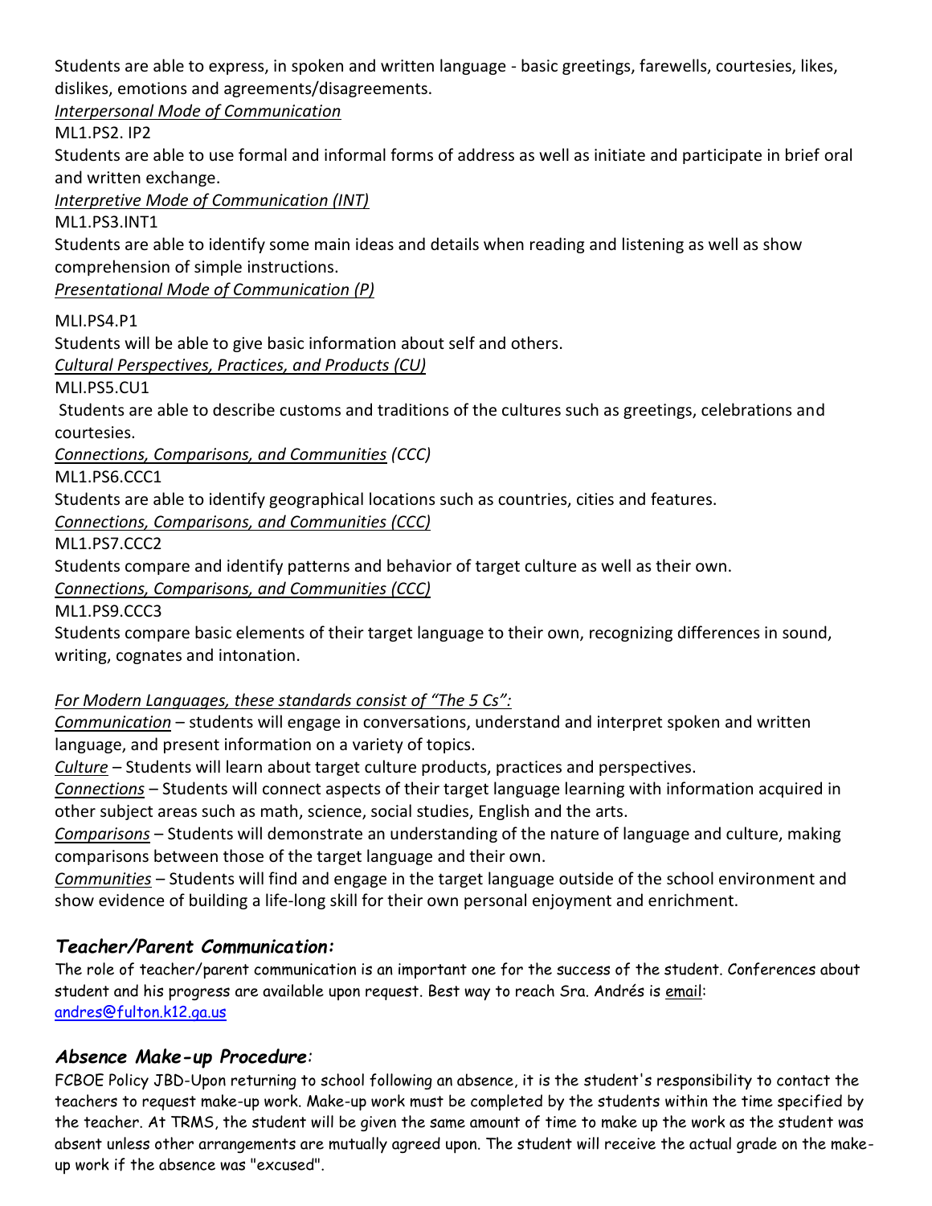Students are able to express, in spoken and written language - basic greetings, farewells, courtesies, likes, dislikes, emotions and agreements/disagreements.

*Interpersonal Mode of Communication*

ML1.PS2. IP2

Students are able to use formal and informal forms of address as well as initiate and participate in brief oral and written exchange.

*Interpretive Mode of Communication (INT)*

ML1.PS3.INT1

Students are able to identify some main ideas and details when reading and listening as well as show comprehension of simple instructions.

*Presentational Mode of Communication (P)*

MLI.PS4.P1

Students will be able to give basic information about self and others.

*Cultural Perspectives, Practices, and Products (CU)*

MLI.PS5.CU1

Students are able to describe customs and traditions of the cultures such as greetings, celebrations and courtesies.

*Connections, Comparisons, and Communities (CCC)*

ML1.PS6.CCC1

Students are able to identify geographical locations such as countries, cities and features.

*Connections, Comparisons, and Communities (CCC)*

ML1.PS7.CCC2

Students compare and identify patterns and behavior of target culture as well as their own.

*Connections, Comparisons, and Communities (CCC)*

ML1.PS9.CCC3

Students compare basic elements of their target language to their own, recognizing differences in sound, writing, cognates and intonation.

*For Modern Languages, these standards consist of "The 5 Cs":*

*Communication* – students will engage in conversations, understand and interpret spoken and written language, and present information on a variety of topics.

*Culture* – Students will learn about target culture products, practices and perspectives.

*Connections* – Students will connect aspects of their target language learning with information acquired in other subject areas such as math, science, social studies, English and the arts.

*Comparisons* – Students will demonstrate an understanding of the nature of language and culture, making comparisons between those of the target language and their own.

*Communities* – Students will find and engage in the target language outside of the school environment and show evidence of building a life-long skill for their own personal enjoyment and enrichment.

## *Teacher/Parent Communication:*

The role of teacher/parent communication is an important one for the success of the student. Conferences about student and his progress are available upon request. Best way to reach Sra. Andrés is email: andres@fulton.k12.ga.us

## *Absence Make-up Procedure:*

FCBOE Policy JBD-Upon returning to school following an absence, it is the student's responsibility to contact the teachers to request make-up work. Make-up work must be completed by the students within the time specified by the teacher. At TRMS, the student will be given the same amount of time to make up the work as the student was absent unless other arrangements are mutually agreed upon. The student will receive the actual grade on the make-up work if the absence was "excused".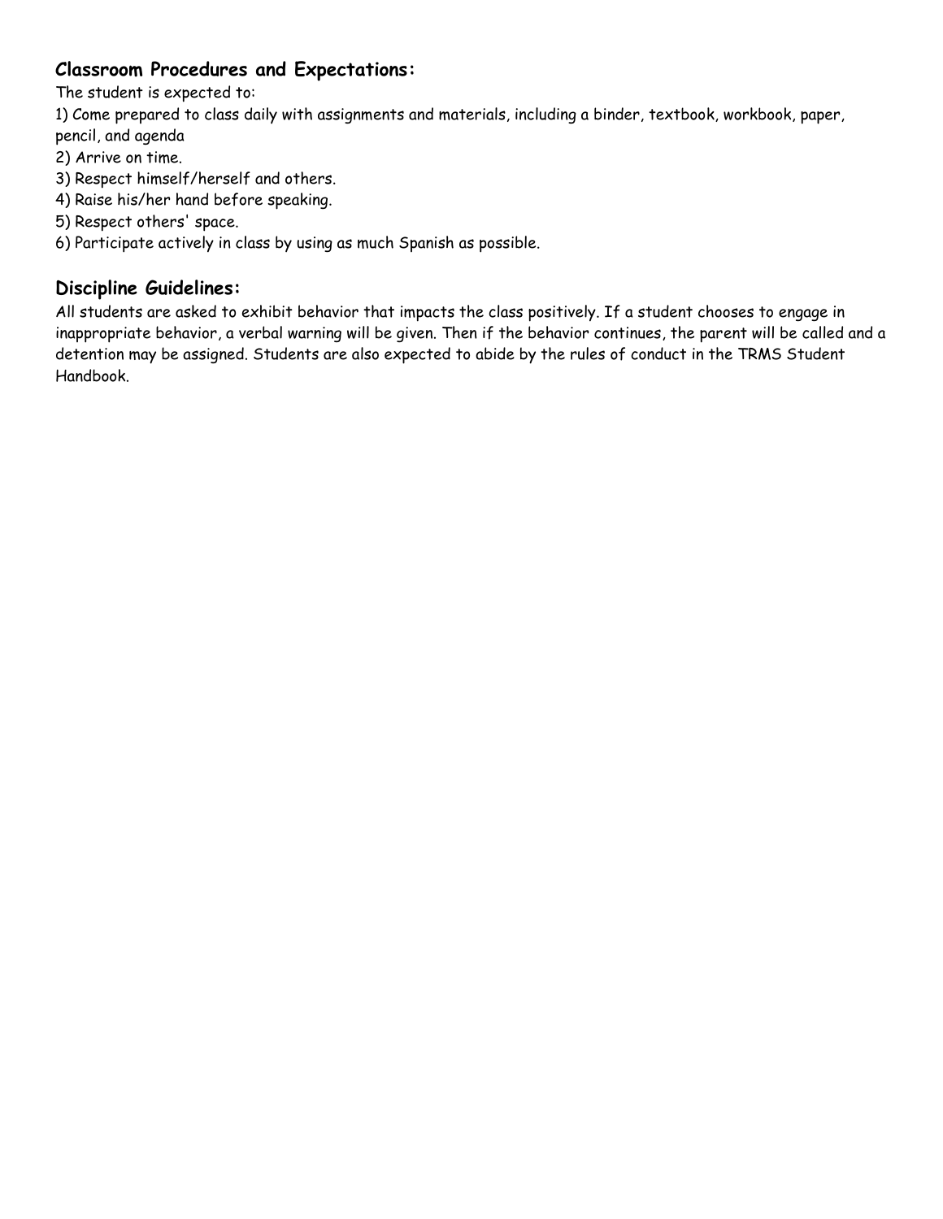## Classroom Procedures and Expectations:

The student is expected to:

1) Come prepared to class daily with assignments and materials, including a binder, textbook, workbook, paper, pencil, and agenda
2) Arrive on time.
3) Respect himself/herself and others.
4) Raise his/her hand before speaking.
5) Respect others' space.
6) Participate actively in class by using as much Spanish as possible.

## Discipline Guidelines:

All students are asked to exhibit behavior that impacts the class positively. If a student chooses to engage in inappropriate behavior, a verbal warning will be given. Then if the behavior continues, the parent will be called and a detention may be assigned. Students are also expected to abide by the rules of conduct in the TRMS Student Handbook.